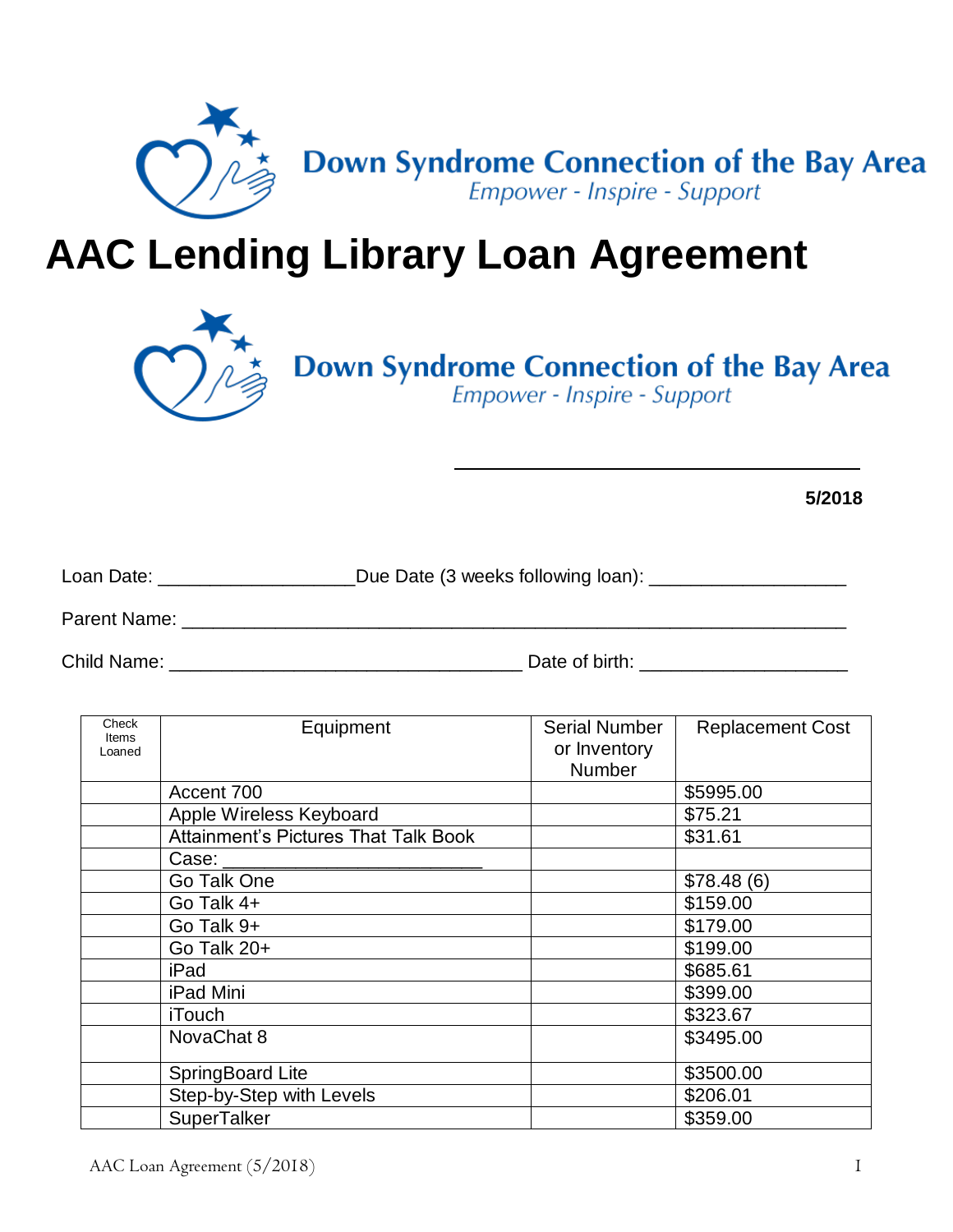Down Syndrome Connection of the Bay Area
*Empower - Inspire - Support*

# AAC Lending Library Loan Agreement

Down Syndrome Connection of the Bay Area
*Empower - Inspire - Support*

**5/2018**

Loan Date: ___________________Due Date (3 weeks following loan): ___________________

Parent Name: ______________________________________________________________

Child Name: __________________________________ Date of birth: ____________________

| Check Items Loaned | Equipment | Serial Number or Inventory Number | Replacement Cost |
|---|---|---|---|
| | Accent 700 | | $5995.00 |
| | Apple Wireless Keyboard | | $75.21 |
| | Attainment's Pictures That Talk Book | | $31.61 |
| | Case: _________________________ | | |
| | Go Talk One | | $78.48 (6) |
| | Go Talk 4+ | | $159.00 |
| | Go Talk 9+ | | $179.00 |
| | Go Talk 20+ | | $199.00 |
| | iPad | | $685.61 |
| | iPad Mini | | $399.00 |
| | iTouch | | $323.67 |
| | NovaChat 8 | | $3495.00 |
| | SpringBoard Lite | | $3500.00 |
| | Step-by-Step with Levels | | $206.01 |
| | SuperTalker | | $359.00 |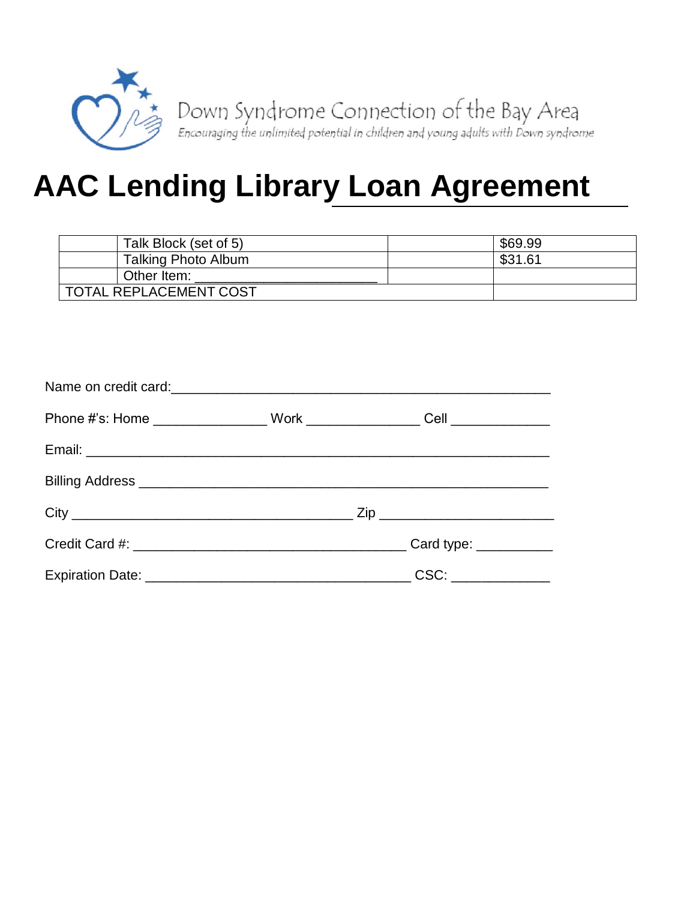Down Syndrome Connection of the Bay Area

*Encouraging the unlimited potential in children and young adults with Down syndrome*

# AAC Lending Library Loan Agreement

| | | | |
|---|---|---|---|
| | Talk Block (set of 5) | | $69.99 |
| | Talking Photo Album | | $31.61 |
| | Other Item: ________________________ | | |
| TOTAL REPLACEMENT COST | | | |

Name on credit card:_______________________________________________

Phone #'s: Home _______________ Work _______________ Cell _____________

Email: _____________________________________________________________

Billing Address ______________________________________________________

City ____________________________________ Zip _______________________

Credit Card #: ____________________________________ Card type: __________

Expiration Date: ___________________________________ CSC: _____________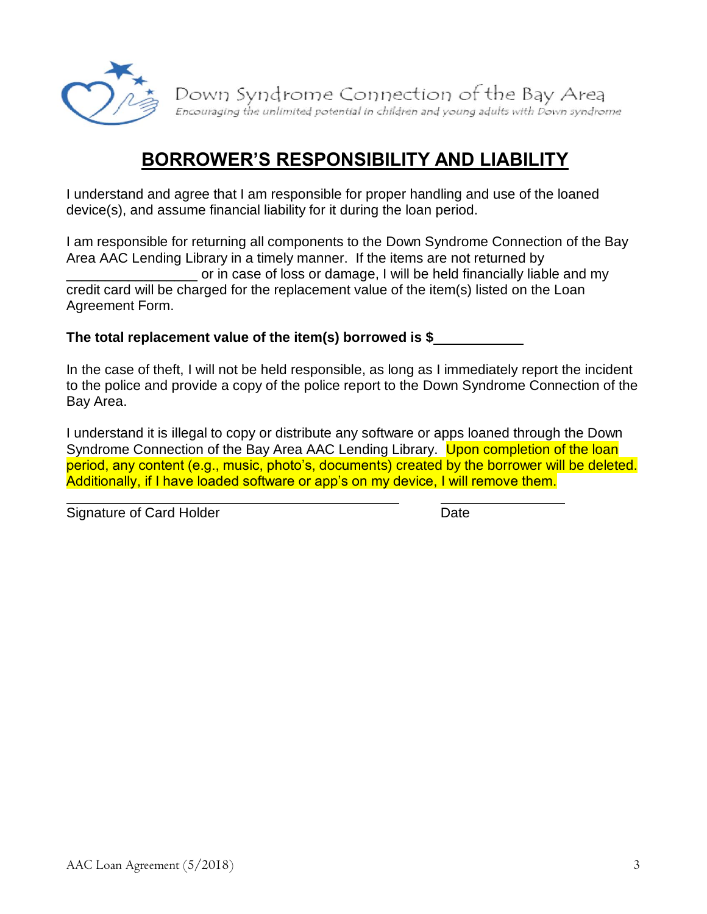Down Syndrome Connection of the Bay Area

*Encouraging the unlimited potential in children and young adults with Down syndrome*

# BORROWER'S RESPONSIBILITY AND LIABILITY

I understand and agree that I am responsible for proper handling and use of the loaned device(s), and assume financial liability for it during the loan period.

I am responsible for returning all components to the Down Syndrome Connection of the Bay Area AAC Lending Library in a timely manner. If the items are not returned by _________________ or in case of loss or damage, I will be held financially liable and my credit card will be charged for the replacement value of the item(s) listed on the Loan Agreement Form.

**The total replacement value of the item(s) borrowed is $____________**

In the case of theft, I will not be held responsible, as long as I immediately report the incident to the police and provide a copy of the police report to the Down Syndrome Connection of the Bay Area.

I understand it is illegal to copy or distribute any software or apps loaned through the Down Syndrome Connection of the Bay Area AAC Lending Library. Upon completion of the loan period, any content (e.g., music, photo's, documents) created by the borrower will be deleted. Additionally, if I have loaded software or app's on my device, I will remove them.

_____________________________________________ ________________

Signature of Card Holder Date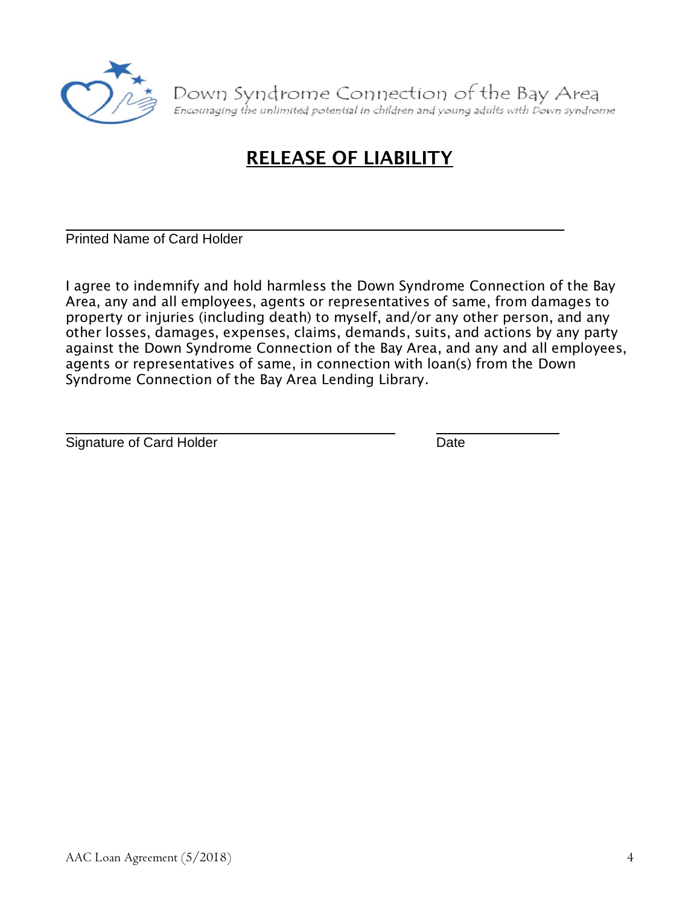Down Syndrome Connection of the Bay Area

*Encouraging the unlimited potential in children and young adults with Down syndrome*

# RELEASE OF LIABILITY

\_\_\_\_\_\_\_\_\_\_\_\_\_\_\_\_\_\_\_\_\_\_\_\_\_\_\_\_\_\_\_\_\_\_\_\_\_\_\_\_\_\_\_\_\_\_\_\_\_\_\_\_

Printed Name of Card Holder

I agree to indemnify and hold harmless the Down Syndrome Connection of the Bay Area, any and all employees, agents or representatives of same, from damages to property or injuries (including death) to myself, and/or any other person, and any other losses, damages, expenses, claims, demands, suits, and actions by any party against the Down Syndrome Connection of the Bay Area, and any and all employees, agents or representatives of same, in connection with loan(s) from the Down Syndrome Connection of the Bay Area Lending Library.

\_\_\_\_\_\_\_\_\_\_\_\_\_\_\_\_\_\_\_\_\_\_\_\_\_\_\_\_\_\_\_\_\_\_\_\_ \_\_\_\_\_\_\_\_\_\_\_\_\_\_

Signature of Card Holder Date

AAC Loan Agreement (5/2018)